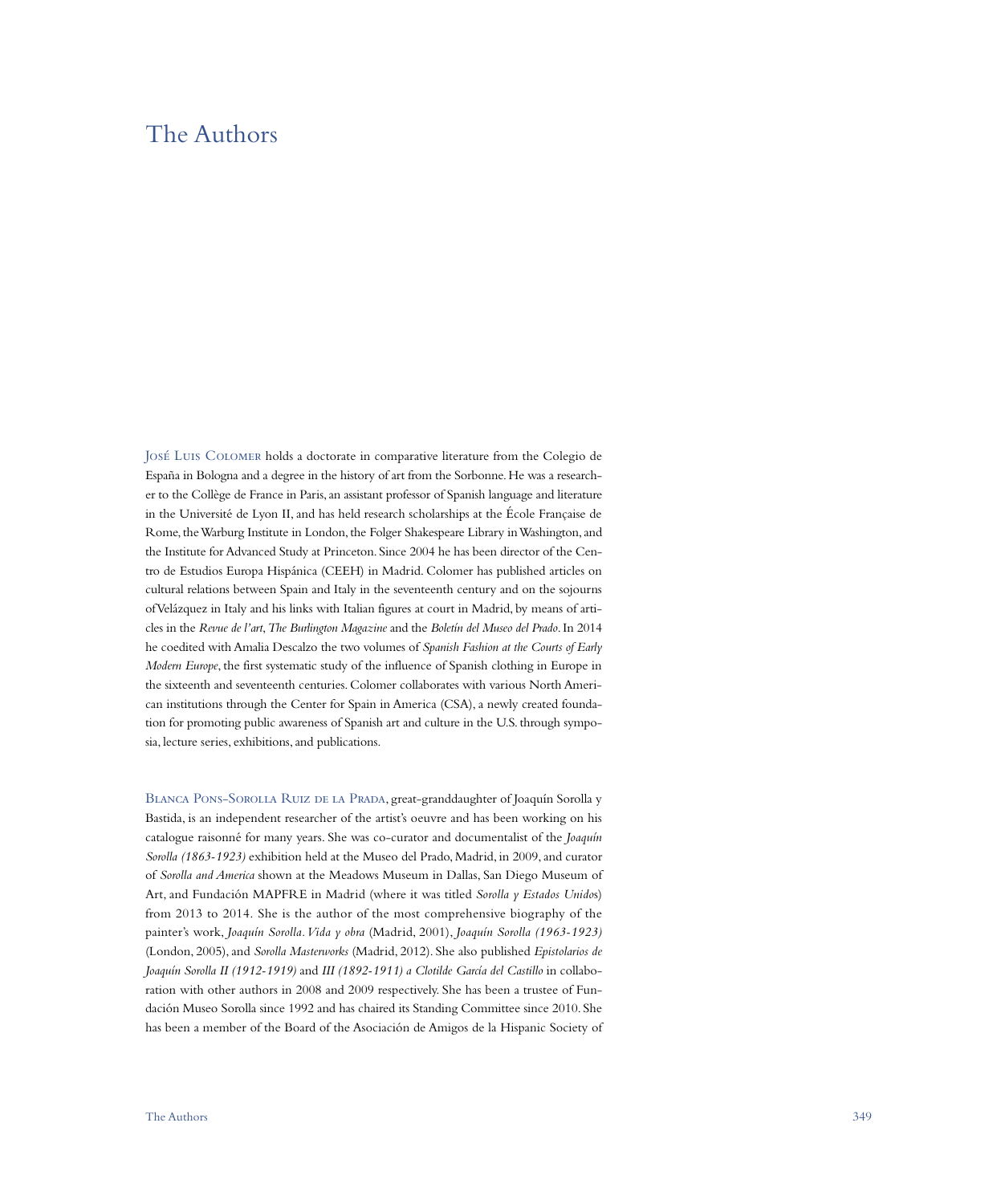# The Authors

José Luis Colomer holds a doctorate in comparative literature from the Colegio de España in Bologna and a degree in the history of art from the Sorbonne. He was a researcher to the Collège de France in Paris, an assistant professor of Spanish language and literature in the Université de Lyon II, and has held research scholarships at the École Française de Rome, the Warburg Institute in London, the Folger Shakespeare Library in Washington, and the Institute for Advanced Study at Princeton. Since 2004 he has been director of the Centro de Estudios Europa Hispánica (CEEH) in Madrid. Colomer has published articles on cultural relations between Spain and Italy in the seventeenth century and on the sojourns of Velázquez in Italy and his links with Italian figures at court in Madrid, by means of articles in the *Revue de l'art*, *The Burlington Magazine* and the *Boletín del Museo del Prado*. In 2014 he coedited with Amalia Descalzo the two volumes of *Spanish Fashion at the Courts of Early Modern Europe*, the first systematic study of the influence of Spanish clothing in Europe in the sixteenth and seventeenth centuries. Colomer collaborates with various North American institutions through the Center for Spain in America (CSA), a newly created foundation for promoting public awareness of Spanish art and culture in the U.S. through symposia, lecture series, exhibitions, and publications.

Blanca Pons-Sorolla Ruiz de la Prada, great-granddaughter of Joaquín Sorolla y Bastida, is an independent researcher of the artist's oeuvre and has been working on his catalogue raisonné for many years. She was co-curator and documentalist of the *Joaquín Sorolla (1863-1923)* exhibition held at the Museo del Prado, Madrid, in 2009, and curator of *Sorolla and America* shown at the Meadows Museum in Dallas, San Diego Museum of Art, and Fundación MAPFRE in Madrid (where it was titled *Sorolla y Estados Unidos*) from 2013 to 2014. She is the author of the most comprehensive biography of the painter's work, *Joaquín Sorolla. Vida y obra* (Madrid, 2001), *Joaquín Sorolla (1963-1923)* (London, 2005), and *Sorolla Masterworks* (Madrid, 2012). She also published *Epistolarios de Joaquín Sorolla II (1912-1919)* and *III (1892-1911) a Clotilde García del Castillo* in collaboration with other authors in 2008 and 2009 respectively. She has been a trustee of Fundación Museo Sorolla since 1992 and has chaired its Standing Committee since 2010. She has been a member of the Board of the Asociación de Amigos de la Hispanic Society of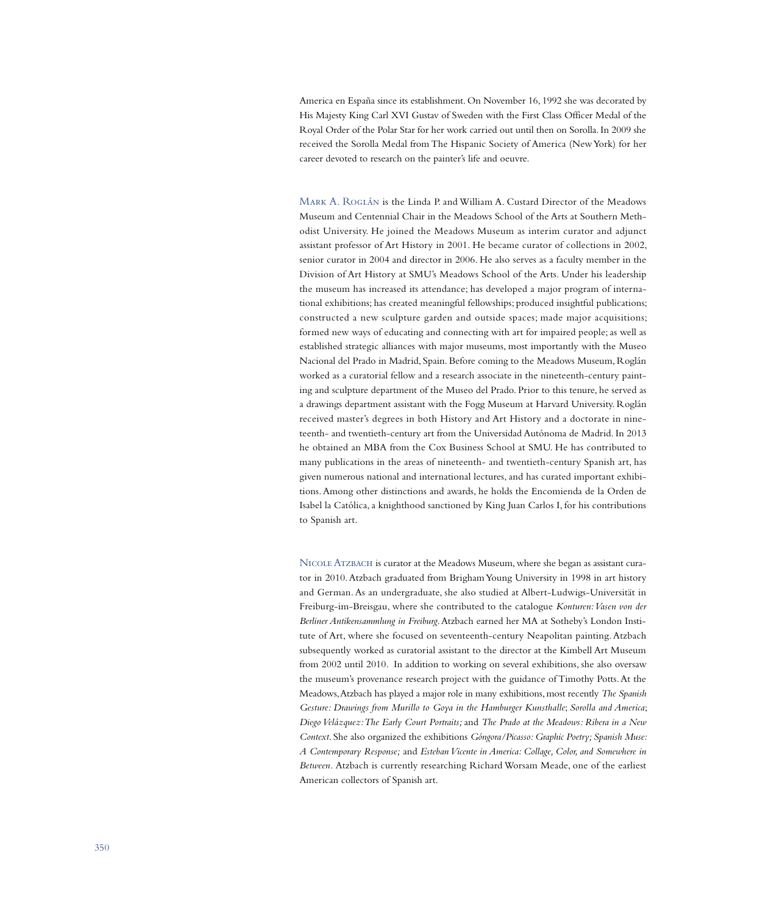America en España since its establishment. On November 16, 1992 she was decorated by His Majesty King Carl XVI Gustav of Sweden with the First Class Officer Medal of the Royal Order of the Polar Star for her work carried out until then on Sorolla. In 2009 she received the Sorolla Medal from The Hispanic Society of America (New York) for her career devoted to research on the painter's life and oeuvre.

Mark A. Roglán is the Linda P. and William A. Custard Director of the Meadows Museum and Centennial Chair in the Meadows School of the Arts at Southern Methodist University. He joined the Meadows Museum as interim curator and adjunct assistant professor of Art History in 2001. He became curator of collections in 2002, senior curator in 2004 and director in 2006. He also serves as a faculty member in the Division of Art History at SMU's Meadows School of the Arts. Under his leadership the museum has increased its attendance; has developed a major program of international exhibitions; has created meaningful fellowships; produced insightful publications; constructed a new sculpture garden and outside spaces; made major acquisitions; formed new ways of educating and connecting with art for impaired people; as well as established strategic alliances with major museums, most importantly with the Museo Nacional del Prado in Madrid, Spain. Before coming to the Meadows Museum, Roglán worked as a curatorial fellow and a research associate in the nineteenth-century painting and sculpture department of the Museo del Prado. Prior to this tenure, he served as a drawings department assistant with the Fogg Museum at Harvard University. Roglán received master's degrees in both History and Art History and a doctorate in nineteenth- and twentieth-century art from the Universidad Autónoma de Madrid. In 2013 he obtained an MBA from the Cox Business School at SMU. He has contributed to many publications in the areas of nineteenth- and twentieth-century Spanish art, has given numerous national and international lectures, and has curated important exhibitions. Among other distinctions and awards, he holds the Encomienda de la Orden de Isabel la Católica, a knighthood sanctioned by King Juan Carlos I, for his contributions to Spanish art.

Nicole Atzbach is curator at the Meadows Museum, where she began as assistant curator in 2010. Atzbach graduated from Brigham Young University in 1998 in art history and German. As an undergraduate, she also studied at Albert-Ludwigs-Universität in Freiburg-im-Breisgau, where she contributed to the catalogue *Konturen: Vasen von der Berliner Antikensammlung in Freiburg*. Atzbach earned her MA at Sotheby's London Institute of Art, where she focused on seventeenth-century Neapolitan painting. Atzbach subsequently worked as curatorial assistant to the director at the Kimbell Art Museum from 2002 until 2010. In addition to working on several exhibitions, she also oversaw the museum's provenance research project with the guidance of Timothy Potts. At the Meadows, Atzbach has played a major role in many exhibitions, most recently *The Spanish Gesture: Drawings from Murillo to Goya in the Hamburger Kunsthalle*; *Sorolla and America*; *Diego Velázquez: The Early Court Portraits;* and *The Prado at the Meadows: Ribera in a New Context*. She also organized the exhibitions *Góngora/Picasso: Graphic Poetry; Spanish Muse: A Contemporary Response;* and *Esteban Vicente in America: Collage, Color, and Somewhere in Between*. Atzbach is currently researching Richard Worsam Meade, one of the earliest American collectors of Spanish art.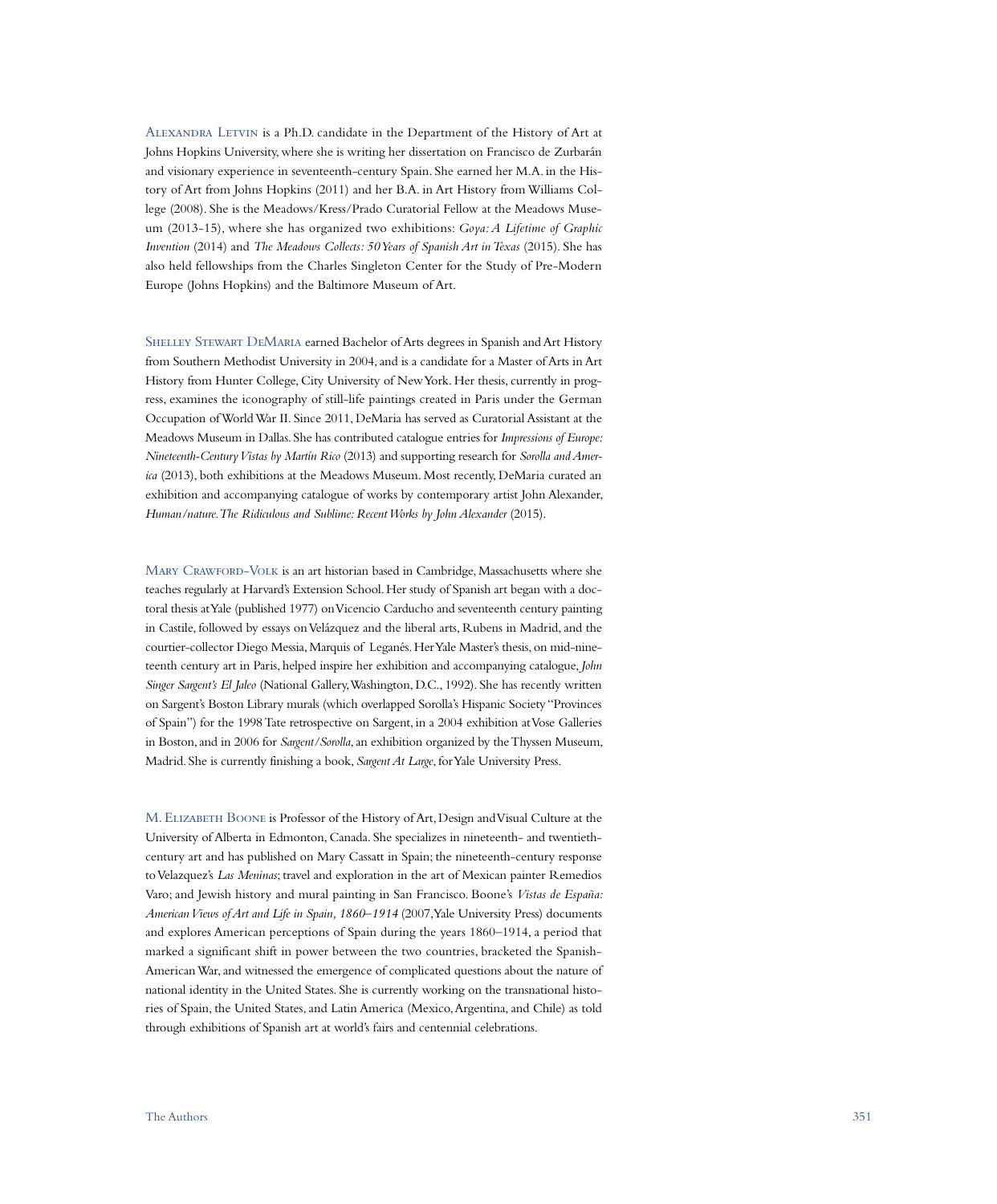Alexandra Letvin is a Ph.D. candidate in the Department of the History of Art at Johns Hopkins University, where she is writing her dissertation on Francisco de Zurbarán and visionary experience in seventeenth-century Spain. She earned her M.A. in the History of Art from Johns Hopkins (2011) and her B.A. in Art History from Williams College (2008). She is the Meadows/Kress/Prado Curatorial Fellow at the Meadows Museum (2013-15), where she has organized two exhibitions: *Goya: A Lifetime of Graphic Invention* (2014) and *The Meadows Collects: 50 Years of Spanish Art in Texas* (2015). She has also held fellowships from the Charles Singleton Center for the Study of Pre-Modern Europe (Johns Hopkins) and the Baltimore Museum of Art.

Shelley Stewart DeMaria earned Bachelor of Arts degrees in Spanish and Art History from Southern Methodist University in 2004, and is a candidate for a Master of Arts in Art History from Hunter College, City University of New York. Her thesis, currently in progress, examines the iconography of still-life paintings created in Paris under the German Occupation of World War II. Since 2011, DeMaria has served as Curatorial Assistant at the Meadows Museum in Dallas. She has contributed catalogue entries for *Impressions of Europe: Nineteenth-Century Vistas by Martín Rico* (2013) and supporting research for *Sorolla and America* (2013), both exhibitions at the Meadows Museum. Most recently, DeMaria curated an exhibition and accompanying catalogue of works by contemporary artist John Alexander, *Human/nature. The Ridiculous and Sublime: Recent Works by John Alexander* (2015).

Mary Crawford-Volk is an art historian based in Cambridge, Massachusetts where she teaches regularly at Harvard's Extension School. Her study of Spanish art began with a doctoral thesis at Yale (published 1977) on Vicencio Carducho and seventeenth century painting in Castile, followed by essays on Velázquez and the liberal arts, Rubens in Madrid, and the courtier-collector Diego Messia, Marquis of Leganés. Her Yale Master's thesis, on mid-nineteenth century art in Paris, helped inspire her exhibition and accompanying catalogue, *John Singer Sargent's El Jaleo* (National Gallery, Washington, D.C., 1992). She has recently written on Sargent's Boston Library murals (which overlapped Sorolla's Hispanic Society "Provinces of Spain") for the 1998 Tate retrospective on Sargent, in a 2004 exhibition at Vose Galleries in Boston, and in 2006 for *Sargent/Sorolla*, an exhibition organized by the Thyssen Museum, Madrid. She is currently finishing a book, *Sargent At Large*, for Yale University Press.

M. Elizabeth Boone is Professor of the History of Art, Design and Visual Culture at the University of Alberta in Edmonton, Canada. She specializes in nineteenth- and twentieth-century art and has published on Mary Cassatt in Spain; the nineteenth-century response to Velazquez's *Las Meninas*; travel and exploration in the art of Mexican painter Remedios Varo; and Jewish history and mural painting in San Francisco. Boone's *Vistas de España: American Views of Art and Life in Spain, 1860–1914* (2007, Yale University Press) documents and explores American perceptions of Spain during the years 1860–1914, a period that marked a significant shift in power between the two countries, bracketed the Spanish-American War, and witnessed the emergence of complicated questions about the nature of national identity in the United States. She is currently working on the transnational histories of Spain, the United States, and Latin America (Mexico, Argentina, and Chile) as told through exhibitions of Spanish art at world's fairs and centennial celebrations.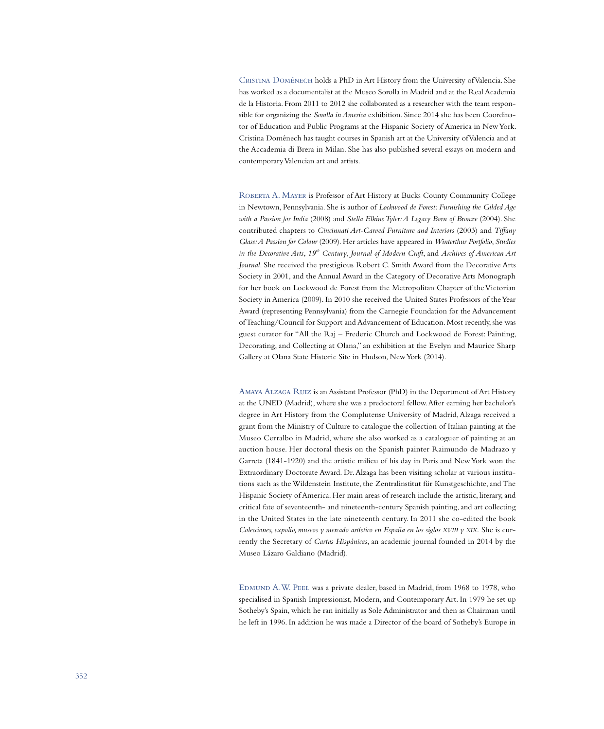CRISTINA DOMÉNECH holds a PhD in Art History from the University of Valencia. She has worked as a documentalist at the Museo Sorolla in Madrid and at the Real Academia de la Historia. From 2011 to 2012 she collaborated as a researcher with the team responsible for organizing the *Sorolla in America* exhibition. Since 2014 she has been Coordinator of Education and Public Programs at the Hispanic Society of America in New York. Cristina Doménech has taught courses in Spanish art at the University of Valencia and at the Accademia di Brera in Milan. She has also published several essays on modern and contemporary Valencian art and artists.

ROBERTA A. MAYER is Professor of Art History at Bucks County Community College in Newtown, Pennsylvania. She is author of *Lockwood de Forest: Furnishing the Gilded Age with a Passion for India* (2008) and *Stella Elkins Tyler: A Legacy Born of Bronze* (2004). She contributed chapters to *Cincinnati Art-Carved Furniture and Interiors* (2003) and *Tiffany Glass: A Passion for Colour* (2009). Her articles have appeared in *Winterthur Portfolio*, *Studies in the Decorative Arts*, *19th Century*, *Journal of Modern Craft*, and *Archives of American Art Journal*. She received the prestigious Robert C. Smith Award from the Decorative Arts Society in 2001, and the Annual Award in the Category of Decorative Arts Monograph for her book on Lockwood de Forest from the Metropolitan Chapter of the Victorian Society in America (2009). In 2010 she received the United States Professors of the Year Award (representing Pennsylvania) from the Carnegie Foundation for the Advancement of Teaching/Council for Support and Advancement of Education. Most recently, she was guest curator for "All the Raj – Frederic Church and Lockwood de Forest: Painting, Decorating, and Collecting at Olana," an exhibition at the Evelyn and Maurice Sharp Gallery at Olana State Historic Site in Hudson, New York (2014).

AMAYA ALZAGA RUIZ is an Assistant Professor (PhD) in the Department of Art History at the UNED (Madrid), where she was a predoctoral fellow. After earning her bachelor's degree in Art History from the Complutense University of Madrid, Alzaga received a grant from the Ministry of Culture to catalogue the collection of Italian painting at the Museo Cerralbo in Madrid, where she also worked as a cataloguer of painting at an auction house. Her doctoral thesis on the Spanish painter Raimundo de Madrazo y Garreta (1841-1920) and the artistic milieu of his day in Paris and New York won the Extraordinary Doctorate Award. Dr. Alzaga has been visiting scholar at various institutions such as the Wildenstein Institute, the Zentralinstitut für Kunstgeschichte, and The Hispanic Society of America. Her main areas of research include the artistic, literary, and critical fate of seventeenth- and nineteenth-century Spanish painting, and art collecting in the United States in the late nineteenth century. In 2011 she co-edited the book *Colecciones, expolio, museos y mercado artístico en España en los siglos XVIII y XIX*. She is currently the Secretary of *Cartas Hispánicas*, an academic journal founded in 2014 by the Museo Lázaro Galdiano (Madrid).

EDMUND A.W. PEEL was a private dealer, based in Madrid, from 1968 to 1978, who specialised in Spanish Impressionist, Modern, and Contemporary Art. In 1979 he set up Sotheby's Spain, which he ran initially as Sole Administrator and then as Chairman until he left in 1996. In addition he was made a Director of the board of Sotheby's Europe in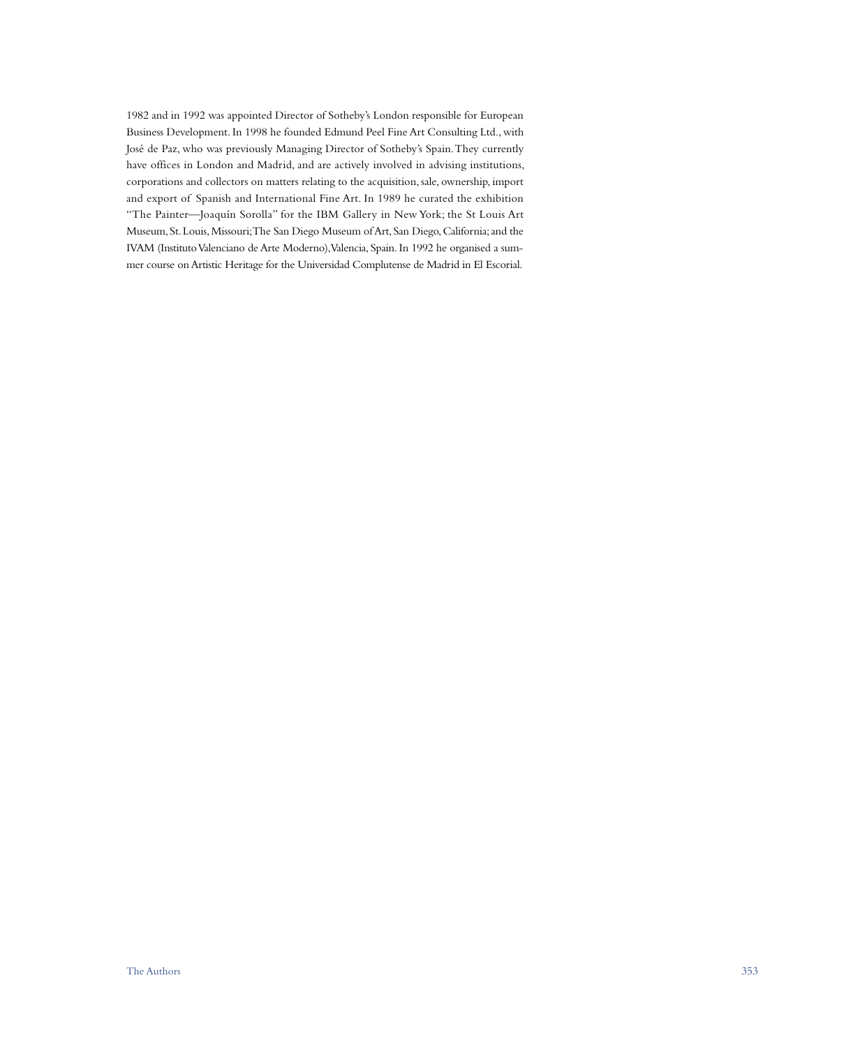1982 and in 1992 was appointed Director of Sotheby's London responsible for European Business Development. In 1998 he founded Edmund Peel Fine Art Consulting Ltd., with José de Paz, who was previously Managing Director of Sotheby's Spain. They currently have offices in London and Madrid, and are actively involved in advising institutions, corporations and collectors on matters relating to the acquisition, sale, ownership, import and export of Spanish and International Fine Art. In 1989 he curated the exhibition "The Painter—Joaquín Sorolla" for the IBM Gallery in New York; the St Louis Art Museum, St. Louis, Missouri; The San Diego Museum of Art, San Diego, California; and the IVAM (Instituto Valenciano de Arte Moderno), Valencia, Spain. In 1992 he organised a summer course on Artistic Heritage for the Universidad Complutense de Madrid in El Escorial.